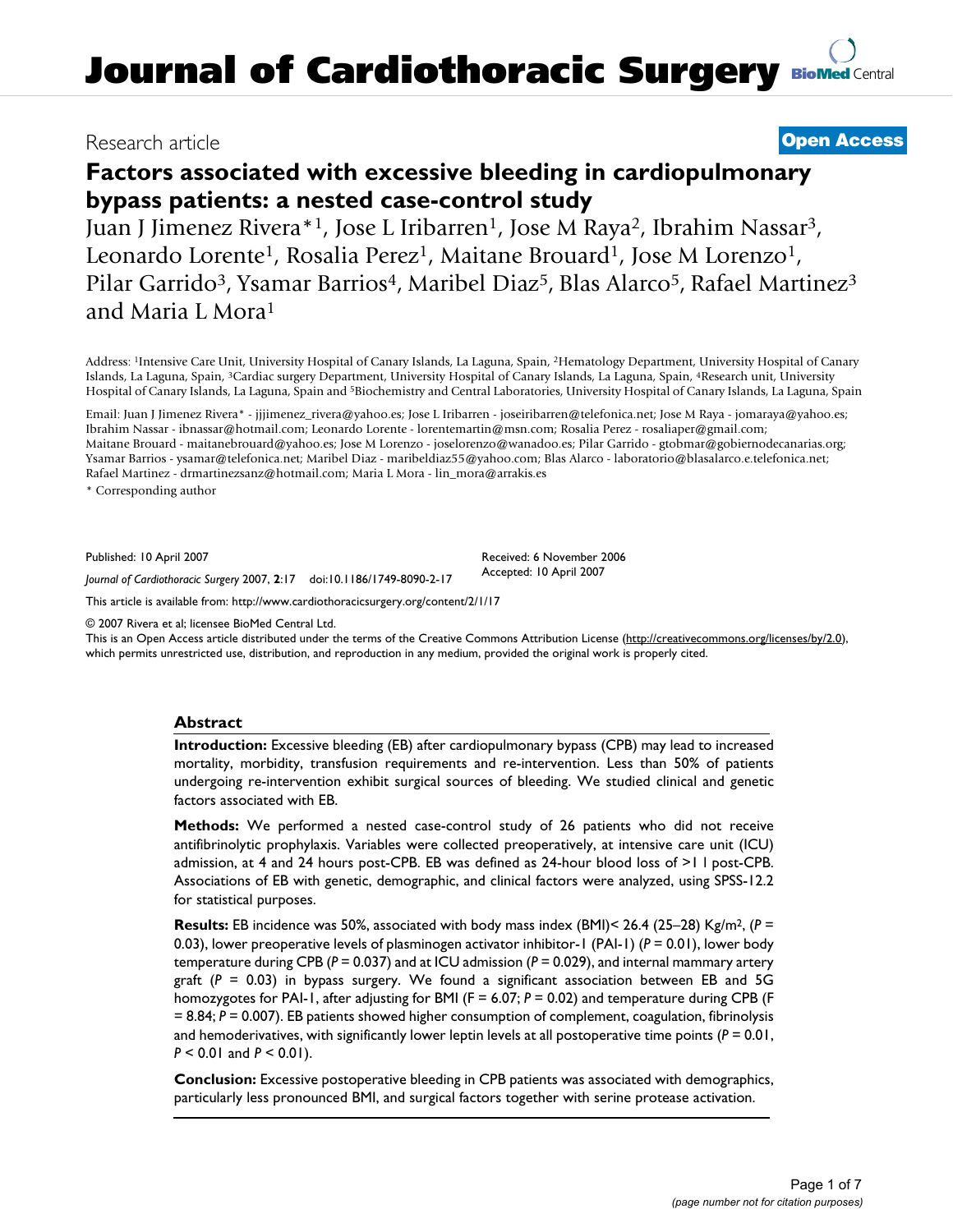# Journal of Cardiothoracic Surgery

Research article

**Open Access**

## Factors associated with excessive bleeding in cardiopulmonary bypass patients: a nested case-control study

Juan J Jimenez Rivera*[1], Jose L Iribarren[1], Jose M Raya[2], Ibrahim Nassar[3], Leonardo Lorente[1], Rosalia Perez[1], Maitane Brouard[1], Jose M Lorenzo[1], Pilar Garrido[3], Ysamar Barrios[4], Maribel Diaz[5], Blas Alarco[5], Rafael Martinez[3] and Maria L Mora[1]

Address: [1]Intensive Care Unit, University Hospital of Canary Islands, La Laguna, Spain, [2]Hematology Department, University Hospital of Canary Islands, La Laguna, Spain, [3]Cardiac surgery Department, University Hospital of Canary Islands, La Laguna, Spain, [4]Research unit, University Hospital of Canary Islands, La Laguna, Spain and [5]Biochemistry and Central Laboratories, University Hospital of Canary Islands, La Laguna, Spain

Email: Juan J Jimenez Rivera* - jjjimenez_rivera@yahoo.es; Jose L Iribarren - joseiribarren@telefonica.net; Jose M Raya - jomaraya@yahoo.es; Ibrahim Nassar - ibnassar@hotmail.com; Leonardo Lorente - lorentemartin@msn.com; Rosalia Perez - rosaliaper@gmail.com; Maitane Brouard - maitanebrouard@yahoo.es; Jose M Lorenzo - joselorenzo@wanadoo.es; Pilar Garrido - gtobmar@gobiernodecanarias.org; Ysamar Barrios - ysamar@telefonica.net; Maribel Diaz - mariabeldiaz55@yahoo.com; Blas Alarco - laboratorio@blasalarco.e.telefonica.net; Rafael Martinez - drmartinezsanz@hotmail.com; Maria L Mora - lin_mora@arrakis.es

\* Corresponding author

Published: 10 April 2007

*Journal of Cardiothoracic Surgery* 2007, **2**:17 doi:10.1186/1749-8090-2-17

Received: 6 November 2006
Accepted: 10 April 2007

This article is available from: http://www.cardiothoracicsurgery.org/content/2/1/17

© 2007 Rivera et al; licensee BioMed Central Ltd.
This is an Open Access article distributed under the terms of the Creative Commons Attribution License (http://creativecommons.org/licenses/by/2.0), which permits unrestricted use, distribution, and reproduction in any medium, provided the original work is properly cited.

### Abstract

**Introduction:** Excessive bleeding (EB) after cardiopulmonary bypass (CPB) may lead to increased mortality, morbidity, transfusion requirements and re-intervention. Less than 50% of patients undergoing re-intervention exhibit surgical sources of bleeding. We studied clinical and genetic factors associated with EB.

**Methods:** We performed a nested case-control study of 26 patients who did not receive antifibrinolytic prophylaxis. Variables were collected preoperatively, at intensive care unit (ICU) admission, at 4 and 24 hours post-CPB. EB was defined as 24-hour blood loss of >1 l post-CPB. Associations of EB with genetic, demographic, and clinical factors were analyzed, using SPSS-12.2 for statistical purposes.

**Results:** EB incidence was 50%, associated with body mass index (BMI)< 26.4 (25–28) Kg/m$^2$, ($P$ = 0.03), lower preoperative levels of plasminogen activator inhibitor-1 (PAI-1) ($P$ = 0.01), lower body temperature during CPB ($P$ = 0.037) and at ICU admission ($P$ = 0.029), and internal mammary artery graft ($P$ = 0.03) in bypass surgery. We found a significant association between EB and 5G homozygotes for PAI-1, after adjusting for BMI ($F$ = 6.07; $P$ = 0.02) and temperature during CPB ($F$ = 8.84; $P$ = 0.007). EB patients showed higher consumption of complement, coagulation, fibrinolysis and hemoderivatives, with significantly lower leptin levels at all postoperative time points ($P$ = 0.01, $P$ < 0.01 and $P$ < 0.01).

**Conclusion:** Excessive postoperative bleeding in CPB patients was associated with demographics, particularly less pronounced BMI, and surgical factors together with serine protease activation.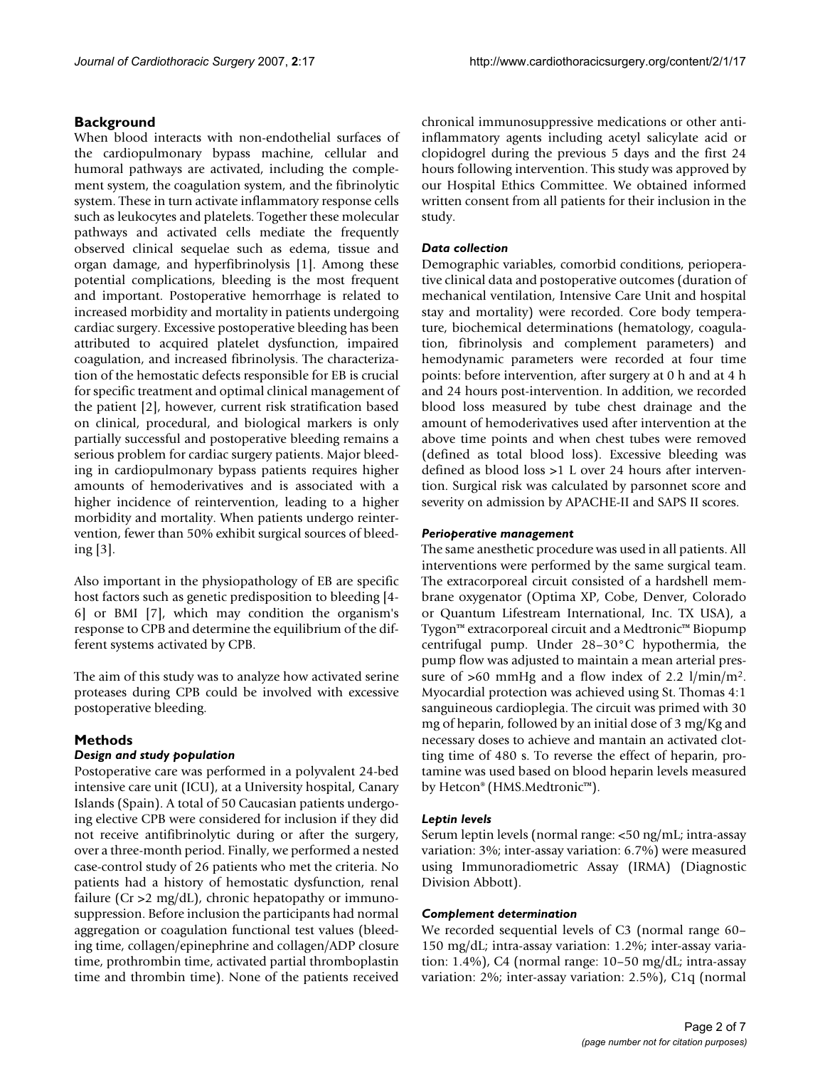## Background

When blood interacts with non-endothelial surfaces of the cardiopulmonary bypass machine, cellular and humoral pathways are activated, including the complement system, the coagulation system, and the fibrinolytic system. These in turn activate inflammatory response cells such as leukocytes and platelets. Together these molecular pathways and activated cells mediate the frequently observed clinical sequelae such as edema, tissue and organ damage, and hyperfibrinolysis [1]. Among these potential complications, bleeding is the most frequent and important. Postoperative hemorrhage is related to increased morbidity and mortality in patients undergoing cardiac surgery. Excessive postoperative bleeding has been attributed to acquired platelet dysfunction, impaired coagulation, and increased fibrinolysis. The characterization of the hemostatic defects responsible for EB is crucial for specific treatment and optimal clinical management of the patient [2], however, current risk stratification based on clinical, procedural, and biological markers is only partially successful and postoperative bleeding remains a serious problem for cardiac surgery patients. Major bleeding in cardiopulmonary bypass patients requires higher amounts of hemoderivatives and is associated with a higher incidence of reintervention, leading to a higher morbidity and mortality. When patients undergo reintervention, fewer than 50% exhibit surgical sources of bleeding [3].

Also important in the physiopathology of EB are specific host factors such as genetic predisposition to bleeding [4-6] or BMI [7], which may condition the organism's response to CPB and determine the equilibrium of the different systems activated by CPB.

The aim of this study was to analyze how activated serine proteases during CPB could be involved with excessive postoperative bleeding.

## Methods

### *Design and study population*

Postoperative care was performed in a polyvalent 24-bed intensive care unit (ICU), at a University hospital, Canary Islands (Spain). A total of 50 Caucasian patients undergoing elective CPB were considered for inclusion if they did not receive antifibrinolytic during or after the surgery, over a three-month period. Finally, we performed a nested case-control study of 26 patients who met the criteria. No patients had a history of hemostatic dysfunction, renal failure (Cr >2 mg/dL), chronic hepatopathy or immunosuppression. Before inclusion the participants had normal aggregation or coagulation functional test values (bleeding time, collagen/epinephrine and collagen/ADP closure time, prothrombin time, activated partial thromboplastin time and thrombin time). None of the patients received chronical immunosuppressive medications or other anti-inflammatory agents including acetyl salicylate acid or clopidogrel during the previous 5 days and the first 24 hours following intervention. This study was approved by our Hospital Ethics Committee. We obtained informed written consent from all patients for their inclusion in the study.

### *Data collection*

Demographic variables, comorbid conditions, perioperative clinical data and postoperative outcomes (duration of mechanical ventilation, Intensive Care Unit and hospital stay and mortality) were recorded. Core body temperature, biochemical determinations (hematology, coagulation, fibrinolysis and complement parameters) and hemodynamic parameters were recorded at four time points: before intervention, after surgery at 0 h and at 4 h and 24 hours post-intervention. In addition, we recorded blood loss measured by tube chest drainage and the amount of hemoderivatives used after intervention at the above time points and when chest tubes were removed (defined as total blood loss). Excessive bleeding was defined as blood loss >1 L over 24 hours after intervention. Surgical risk was calculated by parsonnet score and severity on admission by APACHE-II and SAPS II scores.

### *Perioperative management*

The same anesthetic procedure was used in all patients. All interventions were performed by the same surgical team. The extracorporeal circuit consisted of a hardshell membrane oxygenator (Optima XP, Cobe, Denver, Colorado or Quantum Lifestream International, Inc. TX USA), a Tygon™ extracorporeal circuit and a Medtronic™ Biopump centrifugal pump. Under 28–30°C hypothermia, the pump flow was adjusted to maintain a mean arterial pressure of >60 mmHg and a flow index of 2.2 l/min/m$^2$. Myocardial protection was achieved using St. Thomas 4:1 sanguineous cardioplegia. The circuit was primed with 30 mg of heparin, followed by an initial dose of 3 mg/Kg and necessary doses to achieve and mantain an activated clotting time of 480 s. To reverse the effect of heparin, protamine was used based on blood heparin levels measured by Hetcon® (HMS.Medtronic™).

### *Leptin levels*

Serum leptin levels (normal range: <50 ng/mL; intra-assay variation: 3%; inter-assay variation: 6.7%) were measured using Immunoradiometric Assay (IRMA) (Diagnostic Division Abbott).

### *Complement determination*

We recorded sequential levels of C3 (normal range 60–150 mg/dL; intra-assay variation: 1.2%; inter-assay variation: 1.4%), C4 (normal range: 10–50 mg/dL; intra-assay variation: 2%; inter-assay variation: 2.5%), C1q (normal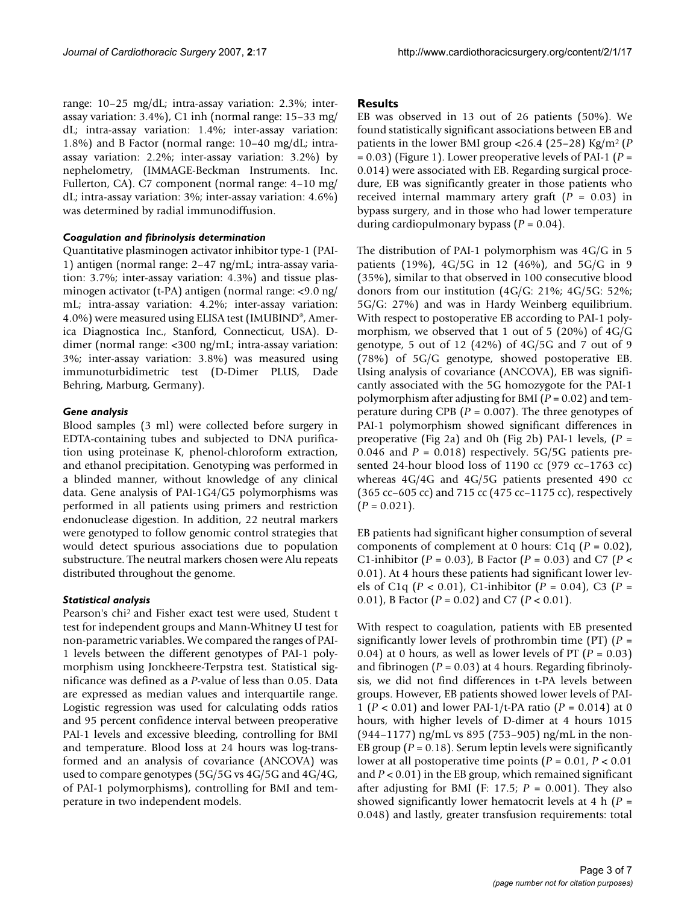range: 10–25 mg/dL; intra-assay variation: 2.3%; inter-assay variation: 3.4%), C1 inh (normal range: 15–33 mg/dL; intra-assay variation: 1.4%; inter-assay variation: 1.8%) and B Factor (normal range: 10–40 mg/dL; intra-assay variation: 2.2%; inter-assay variation: 3.2%) by nephelometry, (IMMAGE-Beckman Instruments. Inc. Fullerton, CA). C7 component (normal range: 4–10 mg/dL; intra-assay variation: 3%; inter-assay variation: 4.6%) was determined by radial immunodiffusion.

#### *Coagulation and fibrinolysis determination*

Quantitative plasminogen activator inhibitor type-1 (PAI-1) antigen (normal range: 2–47 ng/mL; intra-assay variation: 3.7%; inter-assay variation: 4.3%) and tissue plasminogen activator (t-PA) antigen (normal range: <9.0 ng/mL; intra-assay variation: 4.2%; inter-assay variation: 4.0%) were measured using ELISA test (IMUBIND®, America Diagnostica Inc., Stanford, Connecticut, USA). D-dimer (normal range: <300 ng/mL; intra-assay variation: 3%; inter-assay variation: 3.8%) was measured using immunoturbidimetric test (D-Dimer PLUS, Dade Behring, Marburg, Germany).

#### *Gene analysis*

Blood samples (3 ml) were collected before surgery in EDTA-containing tubes and subjected to DNA purification using proteinase K, phenol-chloroform extraction, and ethanol precipitation. Genotyping was performed in a blinded manner, without knowledge of any clinical data. Gene analysis of PAI-1G4/G5 polymorphisms was performed in all patients using primers and restriction endonuclease digestion. In addition, 22 neutral markers were genotyped to follow genomic control strategies that would detect spurious associations due to population substructure. The neutral markers chosen were Alu repeats distributed throughout the genome.

#### *Statistical analysis*

Pearson's chi$^2$ and Fisher exact test were used, Student t test for independent groups and Mann-Whitney U test for non-parametric variables. We compared the ranges of PAI-1 levels between the different genotypes of PAI-1 polymorphism using Jonckheere-Terpstra test. Statistical significance was defined as a *P*-value of less than 0.05. Data are expressed as median values and interquartile range. Logistic regression was used for calculating odds ratios and 95 percent confidence interval between preoperative PAI-1 levels and excessive bleeding, controlling for BMI and temperature. Blood loss at 24 hours was log-transformed and an analysis of covariance (ANCOVA) was used to compare genotypes (5G/5G vs 4G/5G and 4G/4G, of PAI-1 polymorphisms), controlling for BMI and temperature in two independent models.

## Results

EB was observed in 13 out of 26 patients (50%). We found statistically significant associations between EB and patients in the lower BMI group <26.4 (25–28) Kg/m$^2$ ($P = 0.03$) (Figure 1). Lower preoperative levels of PAI-1 ($P = 0.014$) were associated with EB. Regarding surgical procedure, EB was significantly greater in those patients who received internal mammary artery graft ($P = 0.03$) in bypass surgery, and in those who had lower temperature during cardiopulmonary bypass ($P = 0.04$).

The distribution of PAI-1 polymorphism was 4G/G in 5 patients (19%), 4G/5G in 12 (46%), and 5G/G in 9 (35%), similar to that observed in 100 consecutive blood donors from our institution (4G/G: 21%; 4G/5G: 52%; 5G/G: 27%) and was in Hardy Weinberg equilibrium. With respect to postoperative EB according to PAI-1 polymorphism, we observed that 1 out of 5 (20%) of 4G/G genotype, 5 out of 12 (42%) of 4G/5G and 7 out of 9 (78%) of 5G/G genotype, showed postoperative EB. Using analysis of covariance (ANCOVA), EB was significantly associated with the 5G homozygote for the PAI-1 polymorphism after adjusting for BMI ($P = 0.02$) and temperature during CPB ($P = 0.007$). The three genotypes of PAI-1 polymorphism showed significant differences in preoperative (Fig 2a) and 0h (Fig 2b) PAI-1 levels, ($P = 0.046$ and $P = 0.018$) respectively. 5G/5G patients presented 24-hour blood loss of 1190 cc (979 cc–1763 cc) whereas 4G/4G and 4G/5G patients presented 490 cc (365 cc–605 cc) and 715 cc (475 cc–1175 cc), respectively ($P = 0.021$).

EB patients had significant higher consumption of several components of complement at 0 hours: C1q ($P = 0.02$), C1-inhibitor ($P = 0.03$), B Factor ($P = 0.03$) and C7 ($P < 0.01$). At 4 hours these patients had significant lower levels of C1q ($P < 0.01$), C1-inhibitor ($P = 0.04$), C3 ($P = 0.01$), B Factor ($P = 0.02$) and C7 ($P < 0.01$).

With respect to coagulation, patients with EB presented significantly lower levels of prothrombin time (PT) ($P = 0.04$) at 0 hours, as well as lower levels of PT ($P = 0.03$) and fibrinogen ($P = 0.03$) at 4 hours. Regarding fibrinolysis, we did not find differences in t-PA levels between groups. However, EB patients showed lower levels of PAI-1 ($P < 0.01$) and lower PAI-1/t-PA ratio ($P = 0.014$) at 0 hours, with higher levels of D-dimer at 4 hours 1015 (944–1177) ng/mL vs 895 (753–905) ng/mL in the non-EB group ($P = 0.18$). Serum leptin levels were significantly lower at all postoperative time points ($P = 0.01$, $P < 0.01$ and $P < 0.01$) in the EB group, which remained significant after adjusting for BMI (F: 17.5; $P = 0.001$). They also showed significantly lower hematocrit levels at 4 h ($P = 0.048$) and lastly, greater transfusion requirements: total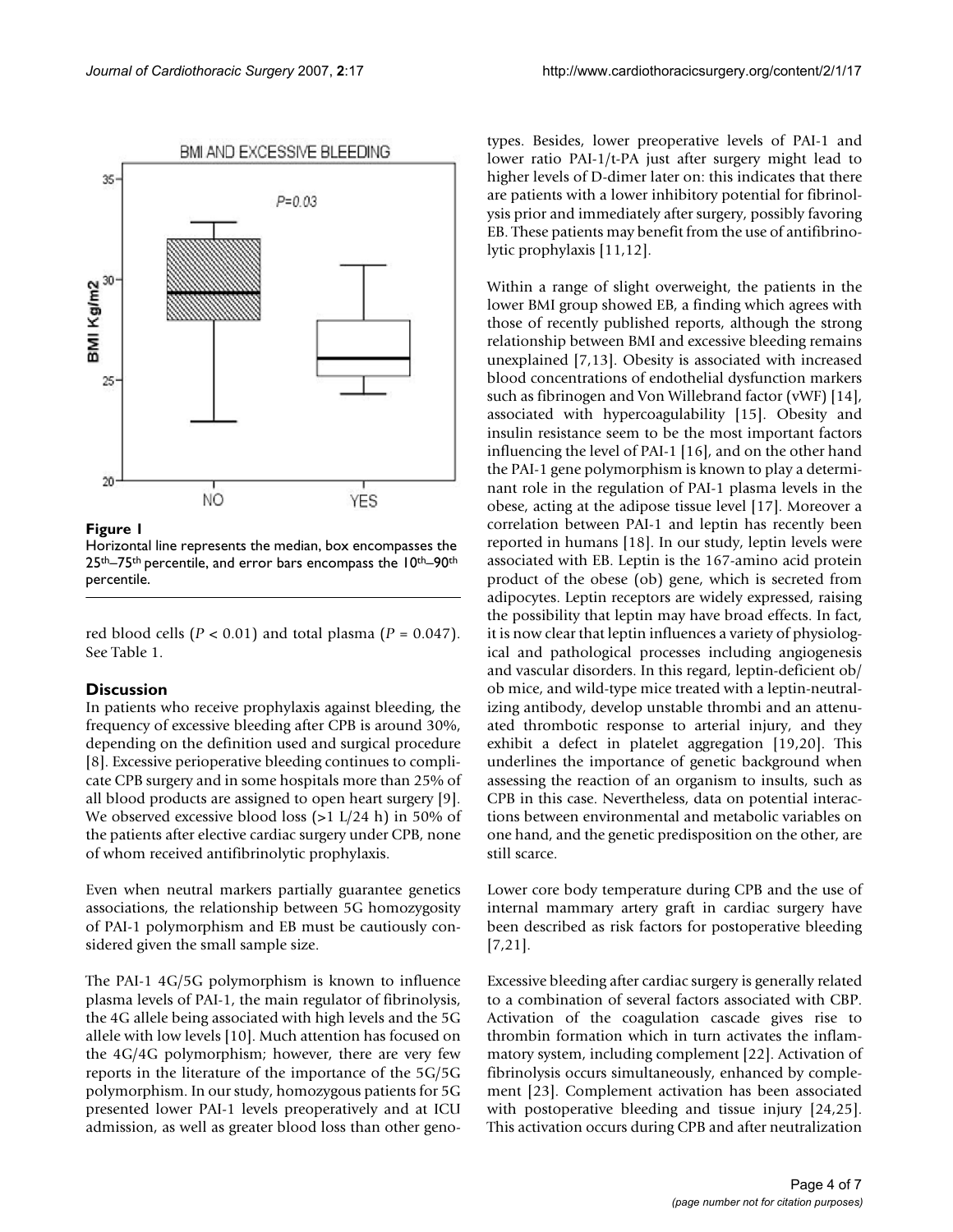**Figure 1**

Horizontal line represents the median, box encompasses the 25th–75th percentile, and error bars encompass the 10th–90th percentile.

red blood cells ($P < 0.01$) and total plasma ($P = 0.047$). See Table 1.

## Discussion

In patients who receive prophylaxis against bleeding, the frequency of excessive bleeding after CPB is around 30%, depending on the definition used and surgical procedure [8]. Excessive perioperative bleeding continues to complicate CPB surgery and in some hospitals more than 25% of all blood products are assigned to open heart surgery [9]. We observed excessive blood loss (>1 L/24 h) in 50% of the patients after elective cardiac surgery under CPB, none of whom received antifibrinolytic prophylaxis.

Even when neutral markers partially guarantee genetics associations, the relationship between 5G homozygosity of PAI-1 polymorphism and EB must be cautiously considered given the small sample size.

The PAI-1 4G/5G polymorphism is known to influence plasma levels of PAI-1, the main regulator of fibrinolysis, the 4G allele being associated with high levels and the 5G allele with low levels [10]. Much attention has focused on the 4G/4G polymorphism; however, there are very few reports in the literature of the importance of the 5G/5G polymorphism. In our study, homozygous patients for 5G presented lower PAI-1 levels preoperatively and at ICU admission, as well as greater blood loss than other genotypes. Besides, lower preoperative levels of PAI-1 and lower ratio PAI-1/t-PA just after surgery might lead to higher levels of D-dimer later on: this indicates that there are patients with a lower inhibitory potential for fibrinolysis prior and immediately after surgery, possibly favoring EB. These patients may benefit from the use of antifibrinolytic prophylaxis [11,12].

Within a range of slight overweight, the patients in the lower BMI group showed EB, a finding which agrees with those of recently published reports, although the strong relationship between BMI and excessive bleeding remains unexplained [7,13]. Obesity is associated with increased blood concentrations of endothelial dysfunction markers such as fibrinogen and Von Willebrand factor (vWF) [14], associated with hypercoagulability [15]. Obesity and insulin resistance seem to be the most important factors influencing the level of PAI-1 [16], and on the other hand the PAI-1 gene polymorphism is known to play a determinant role in the regulation of PAI-1 plasma levels in the obese, acting at the adipose tissue level [17]. Moreover a correlation between PAI-1 and leptin has recently been reported in humans [18]. In our study, leptin levels were associated with EB. Leptin is the 167-amino acid protein product of the obese (ob) gene, which is secreted from adipocytes. Leptin receptors are widely expressed, raising the possibility that leptin may have broad effects. In fact, it is now clear that leptin influences a variety of physiological and pathological processes including angiogenesis and vascular disorders. In this regard, leptin-deficient ob/ob mice, and wild-type mice treated with a leptin-neutralizing antibody, develop unstable thrombi and an attenuated thrombotic response to arterial injury, and they exhibit a defect in platelet aggregation [19,20]. This underlines the importance of genetic background when assessing the reaction of an organism to insults, such as CPB in this case. Nevertheless, data on potential interactions between environmental and metabolic variables on one hand, and the genetic predisposition on the other, are still scarce.

Lower core body temperature during CPB and the use of internal mammary artery graft in cardiac surgery have been described as risk factors for postoperative bleeding [7,21].

Excessive bleeding after cardiac surgery is generally related to a combination of several factors associated with CBP. Activation of the coagulation cascade gives rise to thrombin formation which in turn activates the inflammatory system, including complement [22]. Activation of fibrinolysis occurs simultaneously, enhanced by complement [23]. Complement activation has been associated with postoperative bleeding and tissue injury [24,25]. This activation occurs during CPB and after neutralization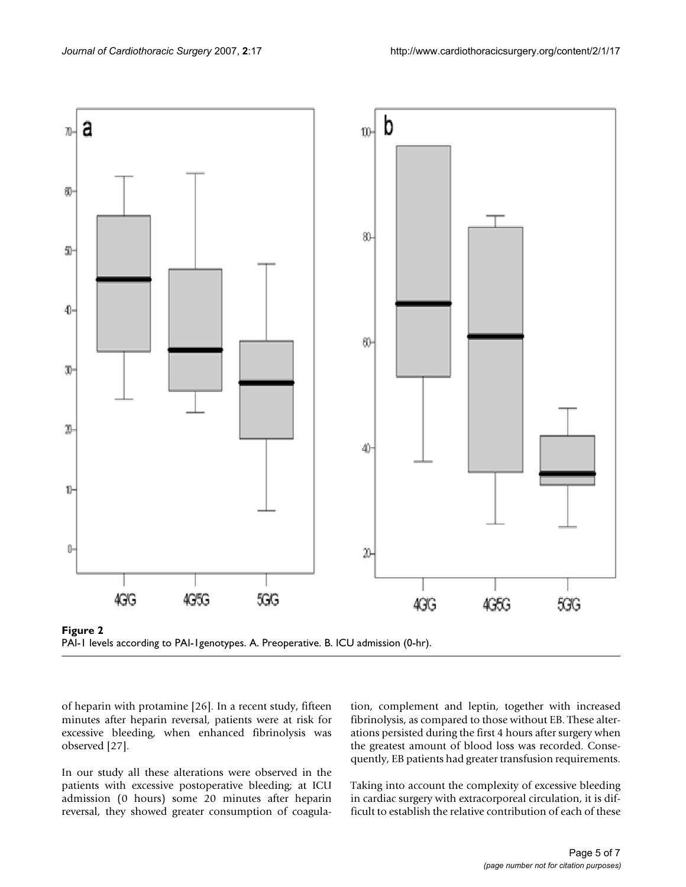**Figure 2**
PAI-1 levels according to PAI-1genotypes. A. Preoperative. B. ICU admission (0-hr).

of heparin with protamine [26]. In a recent study, fifteen minutes after heparin reversal, patients were at risk for excessive bleeding, when enhanced fibrinolysis was observed [27].

In our study all these alterations were observed in the patients with excessive postoperative bleeding; at ICU admission (0 hours) some 20 minutes after heparin reversal, they showed greater consumption of coagulation, complement and leptin, together with increased fibrinolysis, as compared to those without EB. These alterations persisted during the first 4 hours after surgery when the greatest amount of blood loss was recorded. Consequently, EB patients had greater transfusion requirements.

Taking into account the complexity of excessive bleeding in cardiac surgery with extracorporeal circulation, it is difficult to establish the relative contribution of each of these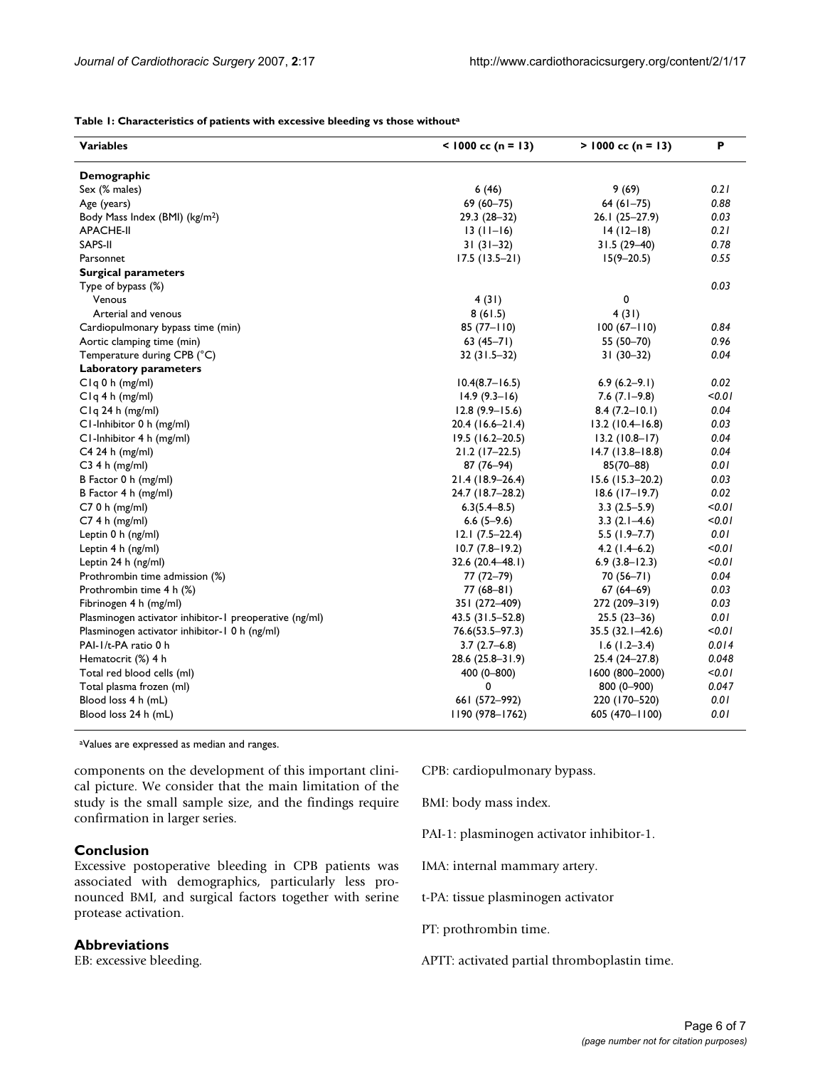**Table 1: Characteristics of patients with excessive bleeding vs those without[a]**

| Variables | < 1000 cc (n = 13) | > 1000 cc (n = 13) | P |
|---|---|---|---|
| **Demographic** | | | |
| Sex (% males) | 6 (46) | 9 (69) | *0.21* |
| Age (years) | 69 (60–75) | 64 (61–75) | *0.88* |
| Body Mass Index (BMI) (kg/m$^2$) | 29.3 (28–32) | 26.1 (25–27.9) | *0.03* |
| APACHE-II | 13 (11–16) | 14 (12–18) | *0.21* |
| SAPS-II | 31 (31–32) | 31.5 (29–40) | *0.78* |
| Parsonnet | 17.5 (13.5–21) | 15(9–20.5) | *0.55* |
| **Surgical parameters** | | | |
| Type of bypass (%) | | | *0.03* |
| Venous | 4 (31) | 0 | |
| Arterial and venous | 8 (61.5) | 4 (31) | |
| Cardiopulmonary bypass time (min) | 85 (77–110) | 100 (67–110) | *0.84* |
| Aortic clamping time (min) | 63 (45–71) | 55 (50–70) | *0.96* |
| Temperature during CPB (°C) | 32 (31.5–32) | 31 (30–32) | *0.04* |
| **Laboratory parameters** | | | |
| C1q 0 h (mg/ml) | 10.4(8.7–16.5) | 6.9 (6.2–9.1) | *0.02* |
| C1q 4 h (mg/ml) | 14.9 (9.3–16) | 7.6 (7.1–9.8) | *<0.01* |
| C1q 24 h (mg/ml) | 12.8 (9.9–15.6) | 8.4 (7.2–10.1) | *0.04* |
| C1-Inhibitor 0 h (mg/ml) | 20.4 (16.6–21.4) | 13.2 (10.4–16.8) | *0.03* |
| C1-Inhibitor 4 h (mg/ml) | 19.5 (16.2–20.5) | 13.2 (10.8–17) | *0.04* |
| C4 24 h (mg/ml) | 21.2 (17–22.5) | 14.7 (13.8–18.8) | *0.04* |
| C3 4 h (mg/ml) | 87 (76–94) | 85(70–88) | *0.01* |
| B Factor 0 h (mg/ml) | 21.4 (18.9–26.4) | 15.6 (15.3–20.2) | *0.03* |
| B Factor 4 h (mg/ml) | 24.7 (18.7–28.2) | 18.6 (17–19.7) | *0.02* |
| C7 0 h (mg/ml) | 6.3(5.4–8.5) | 3.3 (2.5–5.9) | *<0.01* |
| C7 4 h (mg/ml) | 6.6 (5–9.6) | 3.3 (2.1–4.6) | *<0.01* |
| Leptin 0 h (ng/ml) | 12.1 (7.5–22.4) | 5.5 (1.9–7.7) | *0.01* |
| Leptin 4 h (ng/ml) | 10.7 (7.8–19.2) | 4.2 (1.4–6.2) | *<0.01* |
| Leptin 24 h (ng/ml) | 32.6 (20.4–48.1) | 6.9 (3.8–12.3) | *<0.01* |
| Prothrombin time admission (%) | 77 (72–79) | 70 (56–71) | *0.04* |
| Prothrombin time 4 h (%) | 77 (68–81) | 67 (64–69) | *0.03* |
| Fibrinogen 4 h (mg/ml) | 351 (272–409) | 272 (209–319) | *0.03* |
| Plasminogen activator inhibitor-1 preoperative (ng/ml) | 43.5 (31.5–52.8) | 25.5 (23–36) | *0.01* |
| Plasminogen activator inhibitor-1 0 h (ng/ml) | 76.6(53.5–97.3) | 35.5 (32.1–42.6) | *<0.01* |
| PAI-1/t-PA ratio 0 h | 3.7 (2.7–6.8) | 1.6 (1.2–3.4) | *0.014* |
| Hematocrit (%) 4 h | 28.6 (25.8–31.9) | 25.4 (24–27.8) | *0.048* |
| Total red blood cells (ml) | 400 (0–800) | 1600 (800–2000) | *<0.01* |
| Total plasma frozen (ml) | 0 | 800 (0–900) | *0.047* |
| Blood loss 4 h (mL) | 661 (572–992) | 220 (170–520) | *0.01* |
| Blood loss 24 h (mL) | 1190 (978–1762) | 605 (470–1100) | *0.01* |

[a]Values are expressed as median and ranges.

components on the development of this important clinical picture. We consider that the main limitation of the study is the small sample size, and the findings require confirmation in larger series.

## Conclusion

Excessive postoperative bleeding in CPB patients was associated with demographics, particularly less pronounced BMI, and surgical factors together with serine protease activation.

## Abbreviations

EB: excessive bleeding.

CPB: cardiopulmonary bypass.

BMI: body mass index.

PAI-1: plasminogen activator inhibitor-1.

IMA: internal mammary artery.

t-PA: tissue plasminogen activator

PT: prothrombin time.

APTT: activated partial thromboplastin time.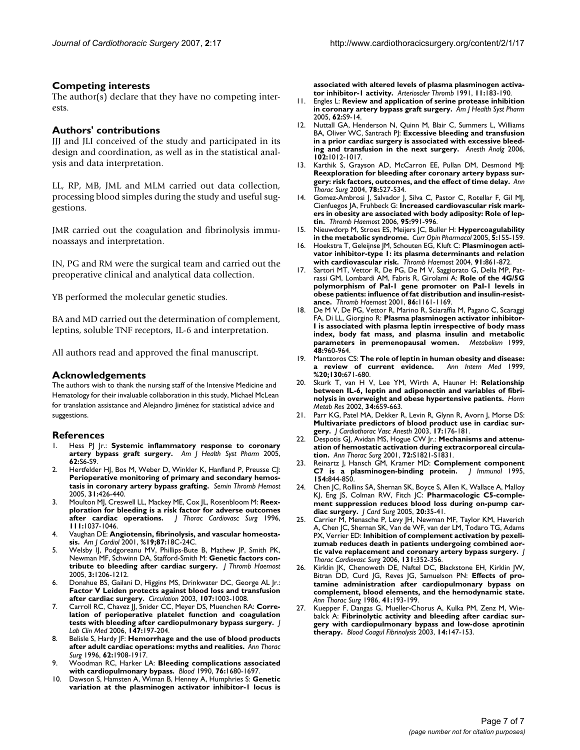## Competing interests

The author(s) declare that they have no competing interests.

## Authors' contributions

JJJ and JLI conceived of the study and participated in its design and coordination, as well as in the statistical analysis and data interpretation.

LL, RP, MB, JML and MLM carried out data collection, processing blood simples during the study and useful suggestions.

JMR carried out the coagulation and fibrinolysis immunoassays and interpretation.

IN, PG and RM were the surgical team and carried out the preoperative clinical and analytical data collection.

YB performed the molecular genetic studies.

BA and MD carried out the determination of complement, leptins, soluble TNF receptors, IL-6 and interpretation.

All authors read and approved the final manuscript.

## Acknowledgements

The authors wish to thank the nursing staff of the Intensive Medicine and Hematology for their invaluable collaboration in this study, Michael McLean for translation assistance and Alejandro Jiménez for statistical advice and suggestions.

## References

1. Hess PJ Jr.: **Systemic inflammatory response to coronary artery bypass graft surgery.** *Am J Health Syst Pharm* 2005, **62:**S6-S9.
2. Hertfelder HJ, Bos M, Weber D, Winkler K, Hanfland P, Preusse CJ: **Perioperative monitoring of primary and secondary hemostasis in coronary artery bypass grafting.** *Semin Thromb Hemost* 2005, **31:**426-440.
3. Moulton MJ, Creswell LL, Mackey ME, Cox JL, Rosenbloom M: **Reexploration for bleeding is a risk factor for adverse outcomes after cardiac operations.** *J Thorac Cardiovasc Surg* 1996, **111:**1037-1046.
4. Vaughan DE: **Angiotensin, fibrinolysis, and vascular homeostasis.** *Am J Cardiol* 2001, **%19;87:**18C-24C.
5. Welsby IJ, Podgoreanu MV, Phillips-Bute B, Mathew JP, Smith PK, Newman MF, Schwinn DA, Stafford-Smith M: **Genetic factors contribute to bleeding after cardiac surgery.** *J Thromb Haemost* 2005, **3:**1206-1212.
6. Donahue BS, Gailani D, Higgins MS, Drinkwater DC, George AL Jr.: **Factor V Leiden protects against blood loss and transfusion after cardiac surgery.** *Circulation* 2003, **107:**1003-1008.
7. Carroll RC, Chavez JJ, Snider CC, Meyer DS, Muenchen RA: **Correlation of perioperative platelet function and coagulation tests with bleeding after cardiopulmonary bypass surgery.** *J Lab Clin Med* 2006, **147:**197-204.
8. Belisle S, Hardy JF: **Hemorrhage and the use of blood products after adult cardiac operations: myths and realities.** *Ann Thorac Surg* 1996, **62:**1908-1917.
9. Woodman RC, Harker LA: **Bleeding complications associated with cardiopulmonary bypass.** *Blood* 1990, **76:**1680-1697.
10. Dawson S, Hamsten A, Wiman B, Henney A, Humphries S: **Genetic variation at the plasminogen activator inhibitor-1 locus is associated with altered levels of plasma plasminogen activator inhibitor-1 activity.** *Arterioscler Thromb* 1991, **11:**183-190.
11. Engles L: **Review and application of serine protease inhibition in coronary artery bypass graft surgery.** *Am J Health Syst Pharm* 2005, **62:**S9-14.
12. Nuttall GA, Henderson N, Quinn M, Blair C, Summers L, Williams BA, Oliver WC, Santrach PJ: **Excessive bleeding and transfusion in a prior cardiac surgery is associated with excessive bleeding and transfusion in the next surgery.** *Anesth Analg* 2006, **102:**1012-1017.
13. Karthik S, Grayson AD, McCarron EE, Pullan DM, Desmond MJ: **Reexploration for bleeding after coronary artery bypass surgery: risk factors, outcomes, and the effect of time delay.** *Ann Thorac Surg* 2004, **78:**527-534.
14. Gomez-Ambrosi J, Salvador J, Silva C, Pastor C, Rotellar F, Gil MJ, Cienfuegos JA, Fruhbeck G: **Increased cardiovascular risk markers in obesity are associated with body adiposity: Role of leptin.** *Thromb Haemost* 2006, **95:**991-996.
15. Nieuwdorp M, Stroes ES, Meijers JC, Buller H: **Hypercoagulability in the metabolic syndrome.** *Curr Opin Pharmacol* 2005, **5:**155-159.
16. Hoekstra T, Geleijnse JM, Schouten EG, Kluft C: **Plasminogen activator inhibitor-type 1: its plasma determinants and relation with cardiovascular risk.** *Thromb Haemost* 2004, **91:**861-872.
17. Sartori MT, Vettor R, De PG, De M V, Saggiorato G, Della MP, Patrassi GM, Lombardi AM, Fabris R, Girolami A: **Role of the 4G/5G polymorphism of PaI-1 gene promoter on PaI-1 levels in obese patients: influence of fat distribution and insulin-resistance.** *Thromb Haemost* 2001, **86:**1161-1169.
18. De M V, De PG, Vettor R, Marino R, Sciaraffia M, Pagano C, Scaraggi FA, Di LL, Giorgino R: **Plasma plasminogen activator inhibitor-1 is associated with plasma leptin irrespective of body mass index, body fat mass, and plasma insulin and metabolic parameters in premenopausal women.** *Metabolism* 1999, **48:**960-964.
19. Mantzoros CS: **The role of leptin in human obesity and disease: a review of current evidence.** *Ann Intern Med* 1999, **%20;130:**671-680.
20. Skurk T, van H V, Lee YM, Wirth A, Hauner H: **Relationship between IL-6, leptin and adiponectin and variables of fibrinolysis in overweight and obese hypertensive patients.** *Horm Metab Res* 2002, **34:**659-663.
21. Parr KG, Patel MA, Dekker R, Levin R, Glynn R, Avorn J, Morse DS: **Multivariate predictors of blood product use in cardiac surgery.** *J Cardiothorac Vasc Anesth* 2003, **17:**176-181.
22. Despotis GJ, Avidan MS, Hogue CW Jr.: **Mechanisms and attenuation of hemostatic activation during extracorporeal circulation.** *Ann Thorac Surg* 2001, **72:**S1821-S1831.
23. Reinartz J, Hansch GM, Kramer MD: **Complement component C7 is a plasminogen-binding protein.** *J Immunol* 1995, **154:**844-850.
24. Chen JC, Rollins SA, Shernan SK, Boyce S, Allen K, Wallace A, Malloy KJ, Eng JS, Colman RW, Fitch JC: **Pharmacologic C5-complement suppression reduces blood loss during on-pump cardiac surgery.** *J Card Surg* 2005, **20:**35-41.
25. Carrier M, Menasche P, Levy JH, Newman MF, Taylor KM, Haverich A, Chen JC, Shernan SK, Van de WF, van der LM, Todaro TG, Adams PX, Verrier ED: **Inhibition of complement activation by pexelizumab reduces death in patients undergoing combined aortic valve replacement and coronary artery bypass surgery.** *J Thorac Cardiovasc Surg* 2006, **131:**352-356.
26. Kirklin JK, Chenoweth DE, Naftel DC, Blackstone EH, Kirklin JW, Bitran DD, Curd JG, Reves JG, Samuelson PN: **Effects of protamine administration after cardiopulmonary bypass on complement, blood elements, and the hemodynamic state.** *Ann Thorac Surg* 1986, **41:**193-199.
27. Kuepper F, Dangas G, Mueller-Chorus A, Kulka PM, Zenz M, Wiebalck A: **Fibrinolytic activity and bleeding after cardiac surgery with cardiopulmonary bypass and low-dose aprotinin therapy.** *Blood Coagul Fibrinolysis* 2003, **14:**147-153.